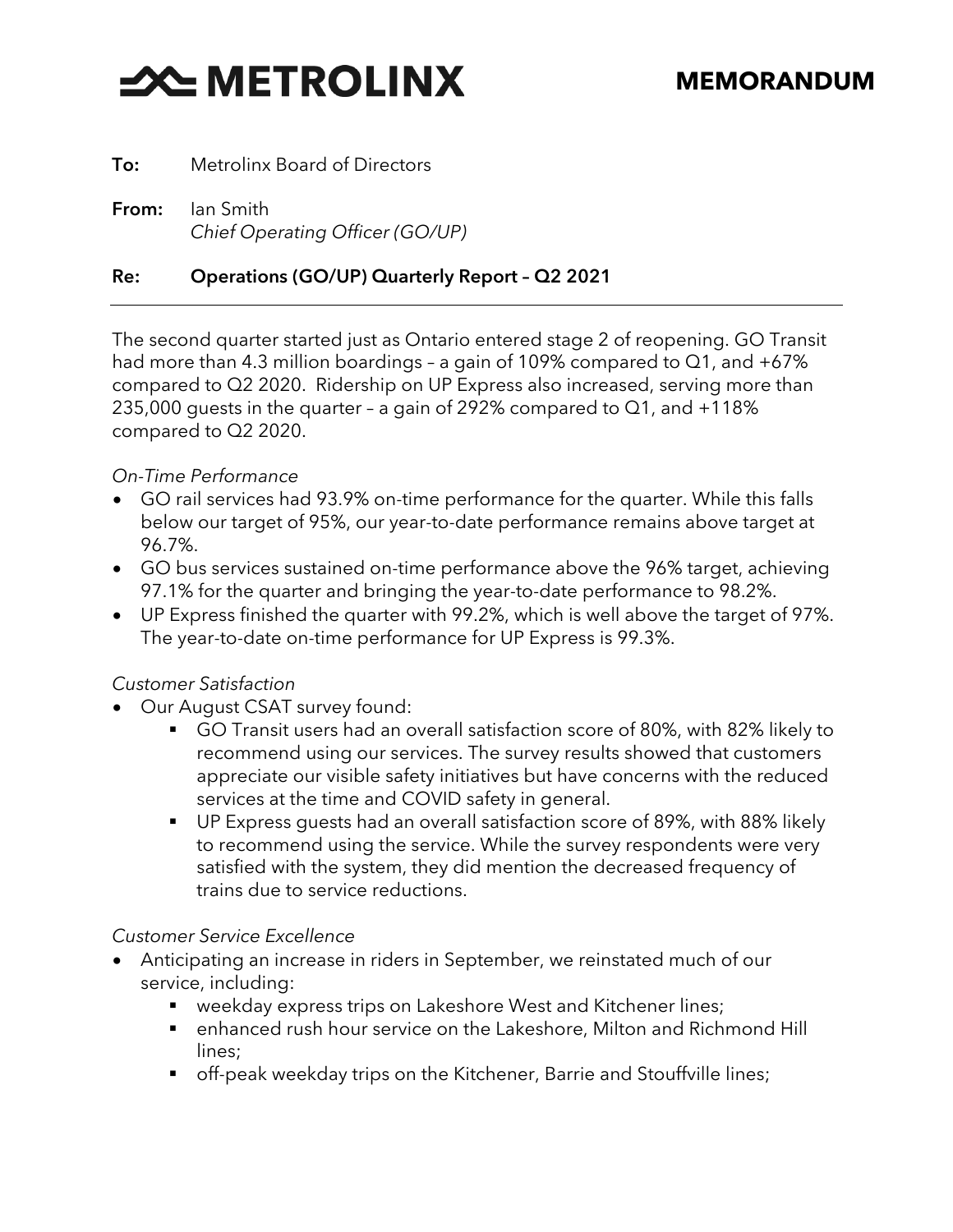# METROLINX

## MEMORANDUM

**To:** Metrolinx Board of Directors

**From:** Ian Smith
*Chief Operating Officer (GO/UP)*

**Re: Operations (GO/UP) Quarterly Report – Q2 2021**

---

The second quarter started just as Ontario entered stage 2 of reopening. GO Transit had more than 4.3 million boardings – a gain of 109% compared to Q1, and +67% compared to Q2 2020. Ridership on UP Express also increased, serving more than 235,000 guests in the quarter – a gain of 292% compared to Q1, and +118% compared to Q2 2020.

*On-Time Performance*

- GO rail services had 93.9% on-time performance for the quarter. While this falls below our target of 95%, our year-to-date performance remains above target at 96.7%.
- GO bus services sustained on-time performance above the 96% target, achieving 97.1% for the quarter and bringing the year-to-date performance to 98.2%.
- UP Express finished the quarter with 99.2%, which is well above the target of 97%. The year-to-date on-time performance for UP Express is 99.3%.

*Customer Satisfaction*

- Our August CSAT survey found:
  - GO Transit users had an overall satisfaction score of 80%, with 82% likely to recommend using our services. The survey results showed that customers appreciate our visible safety initiatives but have concerns with the reduced services at the time and COVID safety in general.
  - UP Express guests had an overall satisfaction score of 89%, with 88% likely to recommend using the service. While the survey respondents were very satisfied with the system, they did mention the decreased frequency of trains due to service reductions.

*Customer Service Excellence*

- Anticipating an increase in riders in September, we reinstated much of our service, including:
  - weekday express trips on Lakeshore West and Kitchener lines;
  - enhanced rush hour service on the Lakeshore, Milton and Richmond Hill lines;
  - off-peak weekday trips on the Kitchener, Barrie and Stouffville lines;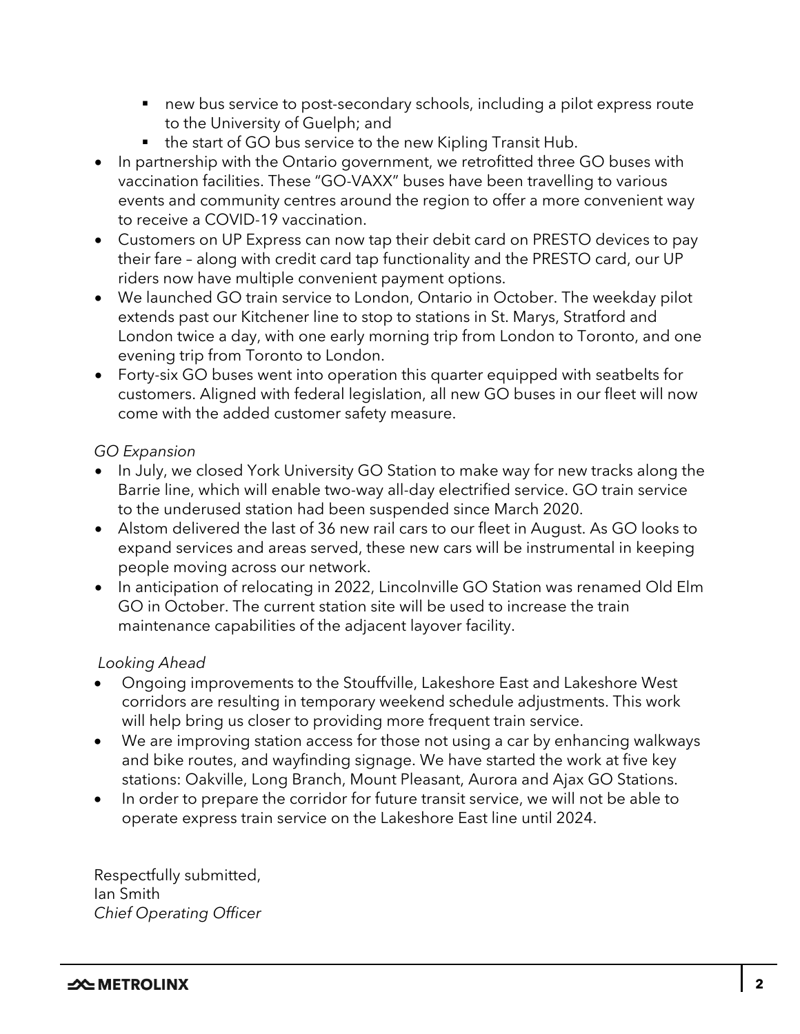- new bus service to post-secondary schools, including a pilot express route to the University of Guelph; and
- the start of GO bus service to the new Kipling Transit Hub.

- In partnership with the Ontario government, we retrofitted three GO buses with vaccination facilities. These "GO-VAXX" buses have been travelling to various events and community centres around the region to offer a more convenient way to receive a COVID-19 vaccination.
- Customers on UP Express can now tap their debit card on PRESTO devices to pay their fare – along with credit card tap functionality and the PRESTO card, our UP riders now have multiple convenient payment options.
- We launched GO train service to London, Ontario in October. The weekday pilot extends past our Kitchener line to stop to stations in St. Marys, Stratford and London twice a day, with one early morning trip from London to Toronto, and one evening trip from Toronto to London.
- Forty-six GO buses went into operation this quarter equipped with seatbelts for customers. Aligned with federal legislation, all new GO buses in our fleet will now come with the added customer safety measure.

*GO Expansion*

- In July, we closed York University GO Station to make way for new tracks along the Barrie line, which will enable two-way all-day electrified service. GO train service to the underused station had been suspended since March 2020.
- Alstom delivered the last of 36 new rail cars to our fleet in August. As GO looks to expand services and areas served, these new cars will be instrumental in keeping people moving across our network.
- In anticipation of relocating in 2022, Lincolnville GO Station was renamed Old Elm GO in October. The current station site will be used to increase the train maintenance capabilities of the adjacent layover facility.

*Looking Ahead*

- Ongoing improvements to the Stouffville, Lakeshore East and Lakeshore West corridors are resulting in temporary weekend schedule adjustments. This work will help bring us closer to providing more frequent train service.
- We are improving station access for those not using a car by enhancing walkways and bike routes, and wayfinding signage. We have started the work at five key stations: Oakville, Long Branch, Mount Pleasant, Aurora and Ajax GO Stations.
- In order to prepare the corridor for future transit service, we will not be able to operate express train service on the Lakeshore East line until 2024.

Respectfully submitted,
Ian Smith
*Chief Operating Officer*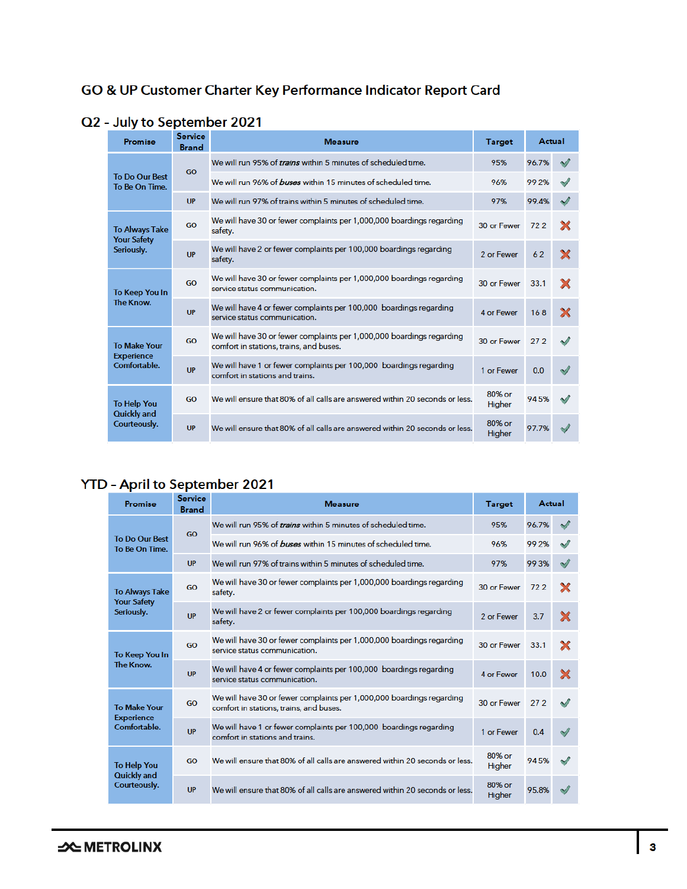## GO & UP Customer Charter Key Performance Indicator Report Card

### Q2 - July to September 2021

| Promise | Service Brand | Measure | Target | Actual | |
|---|---|---|---|---|---|
| To Do Our Best To Be On Time. | GO | We will run 95% of ***trains*** within 5 minutes of scheduled time. | 95% | 96.7% | ✓ |
| | | We will run 96% of ***buses*** within 15 minutes of scheduled time. | 96% | 99.2% | ✓ |
| | UP | We will run 97% of trains within 5 minutes of scheduled time. | 97% | 99.4% | ✓ |
| To Always Take Your Safety Seriously. | GO | We will have 30 or fewer complaints per 1,000,000 boardings regarding safety. | 30 or Fewer | 72.2 | ✗ |
| | UP | We will have 2 or fewer complaints per 100,000 boardings regarding safety. | 2 or Fewer | 6.2 | ✗ |
| To Keep You In The Know. | GO | We will have 30 or fewer complaints per 1,000,000 boardings regarding service status communication. | 30 or Fewer | 33.1 | ✗ |
| | UP | We will have 4 or fewer complaints per 100,000 boardings regarding service status communication. | 4 or Fewer | 16.8 | ✗ |
| To Make Your Experience Comfortable. | GO | We will have 30 or fewer complaints per 1,000,000 boardings regarding comfort in stations, trains, and buses. | 30 or Fewer | 27.2 | ✓ |
| | UP | We will have 1 or fewer complaints per 100,000 boardings regarding comfort in stations and trains. | 1 or Fewer | 0.0 | ✓ |
| To Help You Quickly and Courteously. | GO | We will ensure that 80% of all calls are answered within 20 seconds or less. | 80% or Higher | 94.5% | ✓ |
| | UP | We will ensure that 80% of all calls are answered within 20 seconds or less. | 80% or Higher | 97.7% | ✓ |

### YTD - April to September 2021

| Promise | Service Brand | Measure | Target | Actual | |
|---|---|---|---|---|---|
| To Do Our Best To Be On Time. | GO | We will run 95% of ***trains*** within 5 minutes of scheduled time. | 95% | 96.7% | ✓ |
| | | We will run 96% of ***buses*** within 15 minutes of scheduled time. | 96% | 99.2% | ✓ |
| | UP | We will run 97% of trains within 5 minutes of scheduled time. | 97% | 99.3% | ✓ |
| To Always Take Your Safety Seriously. | GO | We will have 30 or fewer complaints per 1,000,000 boardings regarding safety. | 30 or Fewer | 72.2 | ✗ |
| | UP | We will have 2 or fewer complaints per 100,000 boardings regarding safety. | 2 or Fewer | 3.7 | ✗ |
| To Keep You In The Know. | GO | We will have 30 or fewer complaints per 1,000,000 boardings regarding service status communication. | 30 or Fewer | 33.1 | ✗ |
| | UP | We will have 4 or fewer complaints per 100,000 boardings regarding service status communication. | 4 or Fewer | 10.0 | ✗ |
| To Make Your Experience Comfortable. | GO | We will have 30 or fewer complaints per 1,000,000 boardings regarding comfort in stations, trains, and buses. | 30 or Fewer | 27.2 | ✓ |
| | UP | We will have 1 or fewer complaints per 100,000 boardings regarding comfort in stations and trains. | 1 or Fewer | 0.4 | ✓ |
| To Help You Quickly and Courteously. | GO | We will ensure that 80% of all calls are answered within 20 seconds or less. | 80% or Higher | 94.5% | ✓ |
| | UP | We will ensure that 80% of all calls are answered within 20 seconds or less. | 80% or Higher | 95.8% | ✓ |